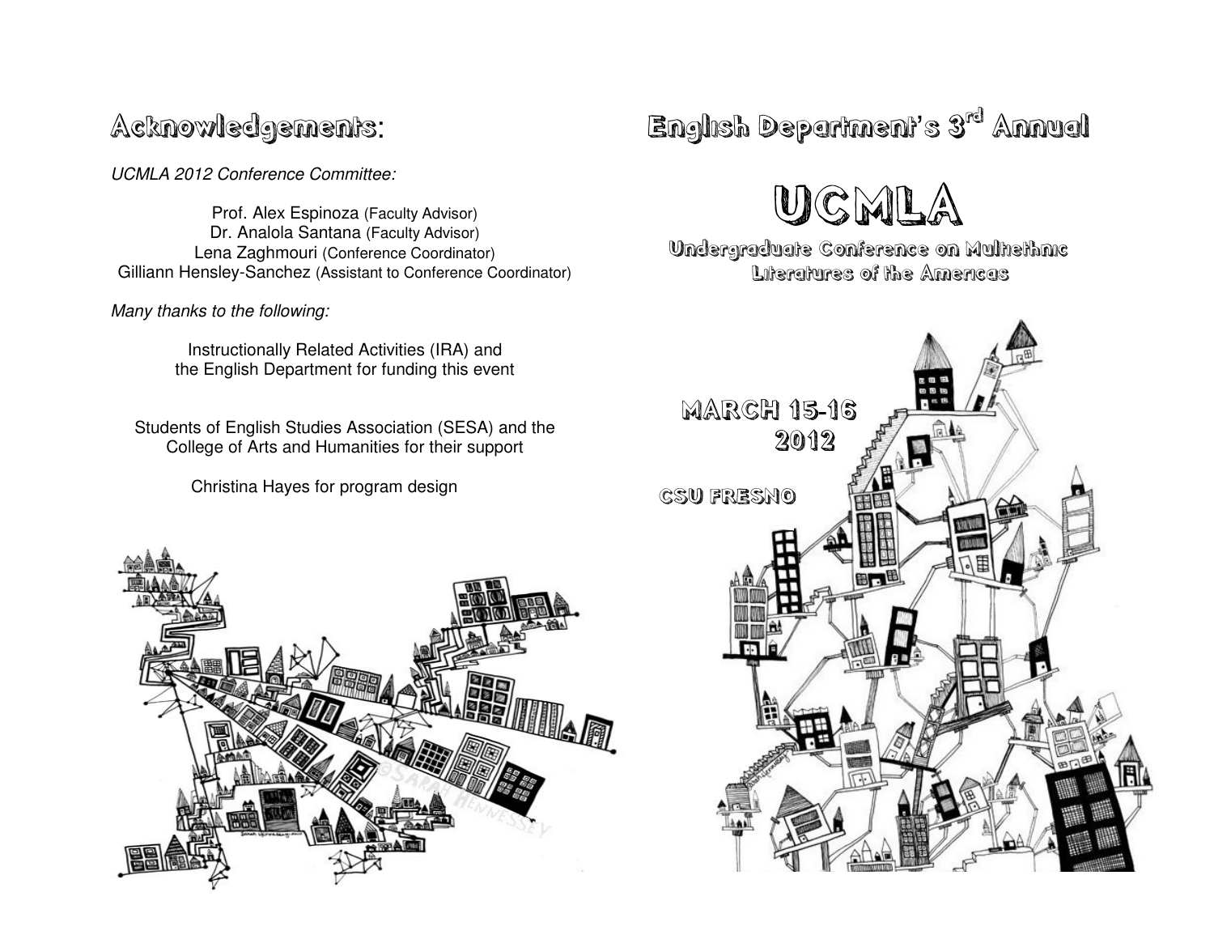# Acknowledgements:

*UCMLA 2012 Conference Committee:*

Prof. Alex Espinoza (Faculty Advisor)
Dr. Analola Santana (Faculty Advisor)
Lena Zaghmouri (Conference Coordinator)
Gilliann Hensley-Sanchez (Assistant to Conference Coordinator)

*Many thanks to the following:*

Instructionally Related Activities (IRA) and the English Department for funding this event

Students of English Studies Association (SESA) and the College of Arts and Humanities for their support

Christina Hayes for program design

# English Department's 3rd Annual

# UCMLA

## Undergraduate Conference on Multiethnic Literatures of the Americas

**MARCH 15-16 2012**

**CSU FRESNO**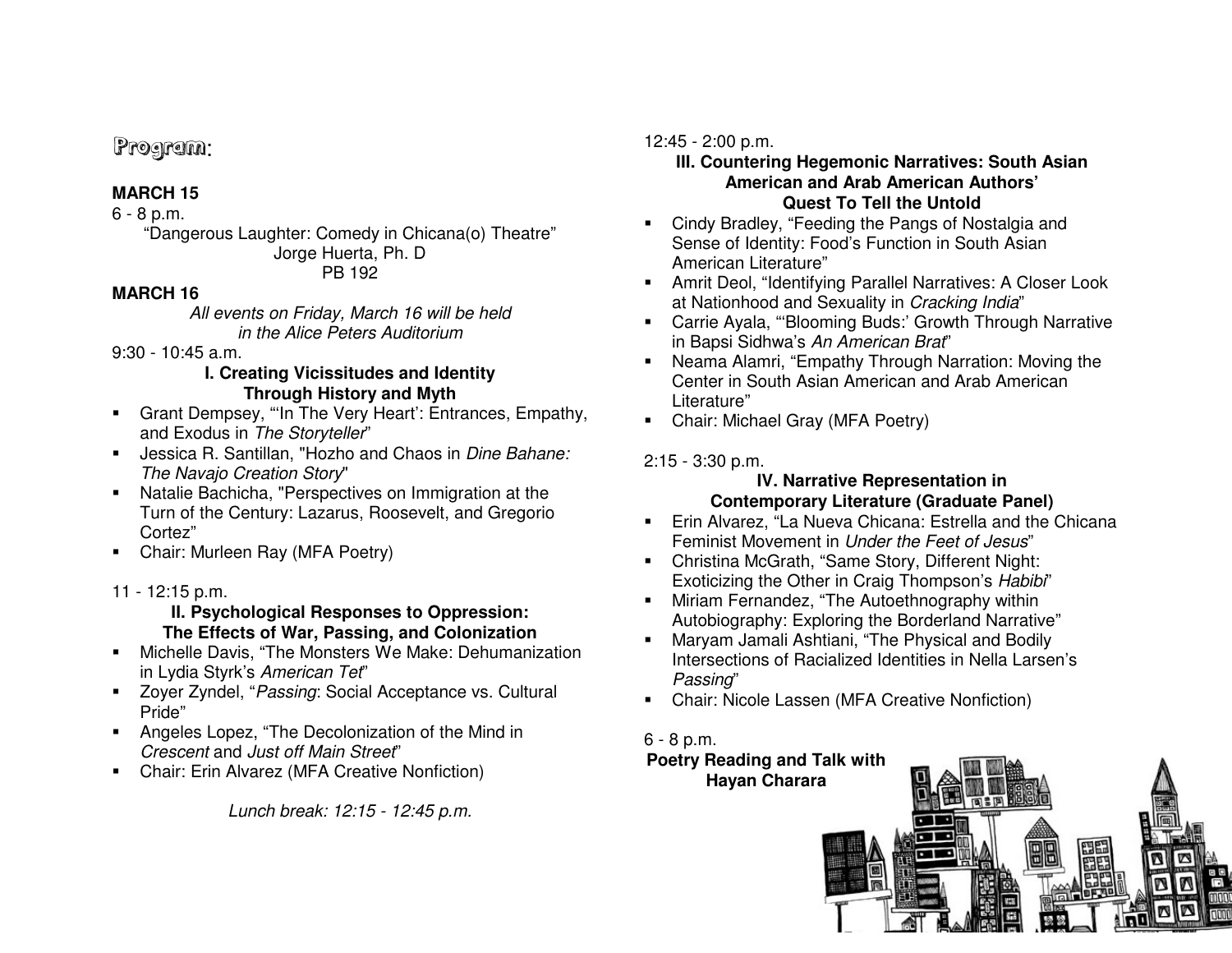# Program:

**MARCH 15**

6 - 8 p.m.

"Dangerous Laughter: Comedy in Chicana(o) Theatre"
Jorge Huerta, Ph. D
PB 192

**MARCH 16**

*All events on Friday, March 16 will be held in the Alice Peters Auditorium*

9:30 - 10:45 a.m.

**I. Creating Vicissitudes and Identity Through History and Myth**

- Grant Dempsey, "'In The Very Heart': Entrances, Empathy, and Exodus in *The Storyteller*"
- Jessica R. Santillan, "Hozho and Chaos in *Dine Bahane: The Navajo Creation Story*"
- Natalie Bachicha, "Perspectives on Immigration at the Turn of the Century: Lazarus, Roosevelt, and Gregorio Cortez"
- Chair: Murleen Ray (MFA Poetry)

11 - 12:15 p.m.

**II. Psychological Responses to Oppression: The Effects of War, Passing, and Colonization**

- Michelle Davis, "The Monsters We Make: Dehumanization in Lydia Styrk's *American Tet*"
- Zoyer Zyndel, "*Passing*: Social Acceptance vs. Cultural Pride"
- Angeles Lopez, "The Decolonization of the Mind in *Crescent* and *Just off Main Street*"
- Chair: Erin Alvarez (MFA Creative Nonfiction)

*Lunch break: 12:15 - 12:45 p.m.*

12:45 - 2:00 p.m.

**III. Countering Hegemonic Narratives: South Asian American and Arab American Authors' Quest To Tell the Untold**

- Cindy Bradley, "Feeding the Pangs of Nostalgia and Sense of Identity: Food's Function in South Asian American Literature"
- Amrit Deol, "Identifying Parallel Narratives: A Closer Look at Nationhood and Sexuality in *Cracking India*"
- Carrie Ayala, "'Blooming Buds:' Growth Through Narrative in Bapsi Sidhwa's *An American Brat*"
- Neama Alamri, "Empathy Through Narration: Moving the Center in South Asian American and Arab American Literature"
- Chair: Michael Gray (MFA Poetry)

2:15 - 3:30 p.m.

**IV. Narrative Representation in Contemporary Literature (Graduate Panel)**

- Erin Alvarez, "La Nueva Chicana: Estrella and the Chicana Feminist Movement in *Under the Feet of Jesus*"
- Christina McGrath, "Same Story, Different Night: Exoticizing the Other in Craig Thompson's *Habibi*"
- Miriam Fernandez, "The Autoethnography within Autobiography: Exploring the Borderland Narrative"
- Maryam Jamali Ashtiani, "The Physical and Bodily Intersections of Racialized Identities in Nella Larsen's *Passing*"
- Chair: Nicole Lassen (MFA Creative Nonfiction)

6 - 8 p.m.

**Poetry Reading and Talk with Hayan Charara**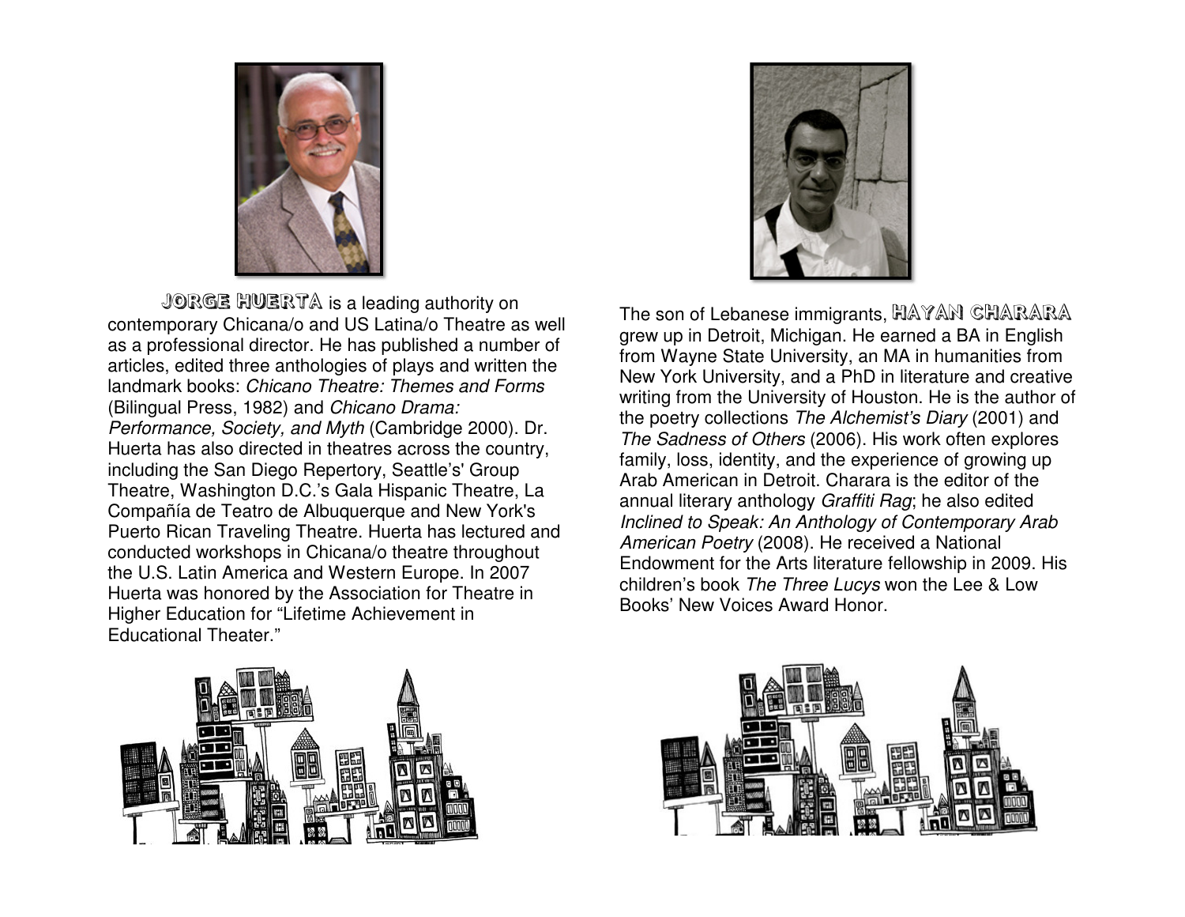**JORGE HUERTA** is a leading authority on contemporary Chicana/o and US Latina/o Theatre as well as a professional director. He has published a number of articles, edited three anthologies of plays and written the landmark books: *Chicano Theatre: Themes and Forms* (Bilingual Press, 1982) and *Chicano Drama: Performance, Society, and Myth* (Cambridge 2000). Dr. Huerta has also directed in theatres across the country, including the San Diego Repertory, Seattle's' Group Theatre, Washington D.C.'s Gala Hispanic Theatre, La Compañía de Teatro de Albuquerque and New York's Puerto Rican Traveling Theatre. Huerta has lectured and conducted workshops in Chicana/o theatre throughout the U.S. Latin America and Western Europe. In 2007 Huerta was honored by the Association for Theatre in Higher Education for "Lifetime Achievement in Educational Theater."

The son of Lebanese immigrants, **HAYAN CHARARA** grew up in Detroit, Michigan. He earned a BA in English from Wayne State University, an MA in humanities from New York University, and a PhD in literature and creative writing from the University of Houston. He is the author of the poetry collections *The Alchemist's Diary* (2001) and *The Sadness of Others* (2006). His work often explores family, loss, identity, and the experience of growing up Arab American in Detroit. Charara is the editor of the annual literary anthology *Graffiti Rag*; he also edited *Inclined to Speak: An Anthology of Contemporary Arab American Poetry* (2008). He received a National Endowment for the Arts literature fellowship in 2009. His children's book *The Three Lucys* won the Lee & Low Books' New Voices Award Honor.